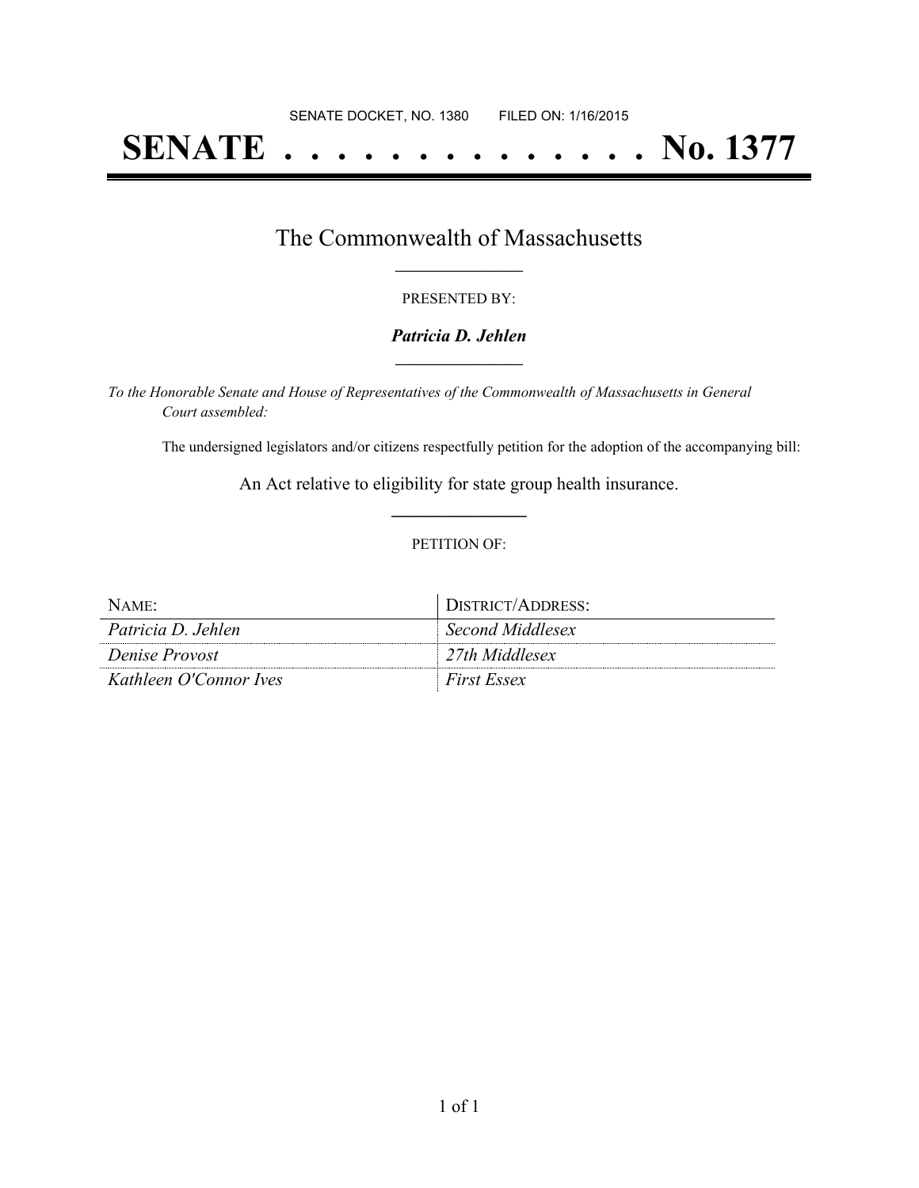SENATE DOCKET, NO. 1380        FILED ON: 1/16/2015

# SENATE . . . . . . . . . . . . . . No. 1377

## The Commonwealth of Massachusetts

PRESENTED BY:

***Patricia D. Jehlen***

*To the Honorable Senate and House of Representatives of the Commonwealth of Massachusetts in General Court assembled:*

The undersigned legislators and/or citizens respectfully petition for the adoption of the accompanying bill:

An Act relative to eligibility for state group health insurance.

PETITION OF:

| NAME: | DISTRICT/ADDRESS: |
|---|---|
| *Patricia D. Jehlen* | *Second Middlesex* |
| *Denise Provost* | *27th Middlesex* |
| *Kathleen O'Connor Ives* | *First Essex* |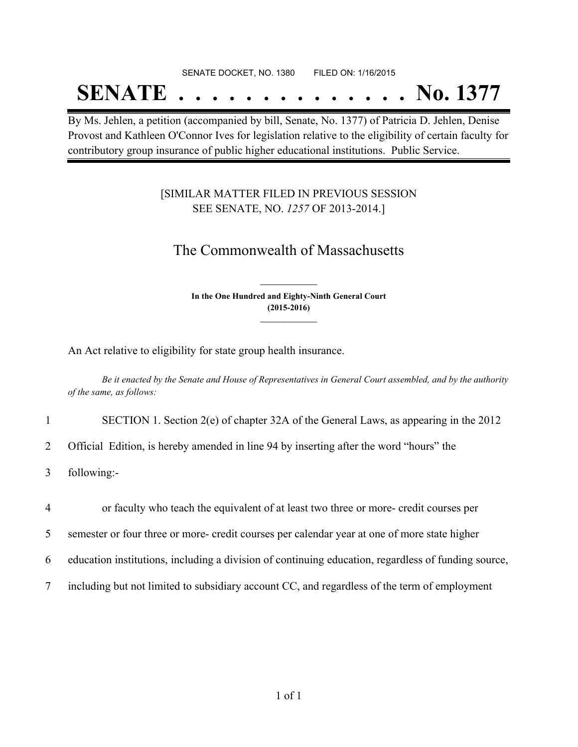SENATE DOCKET, NO. 1380 FILED ON: 1/16/2015

# SENATE . . . . . . . . . . . . . . No. 1377

By Ms. Jehlen, a petition (accompanied by bill, Senate, No. 1377) of Patricia D. Jehlen, Denise Provost and Kathleen O'Connor Ives for legislation relative to the eligibility of certain faculty for contributory group insurance of public higher educational institutions. Public Service.

[SIMILAR MATTER FILED IN PREVIOUS SESSION
SEE SENATE, NO. *1257* OF 2013-2014.]

## The Commonwealth of Massachusetts

**In the One Hundred and Eighty-Ninth General Court**
**(2015-2016)**

An Act relative to eligibility for state group health insurance.

*Be it enacted by the Senate and House of Representatives in General Court assembled, and by the authority of the same, as follows:*

1 SECTION 1. Section 2(e) of chapter 32A of the General Laws, as appearing in the 2012
2 Official Edition, is hereby amended in line 94 by inserting after the word "hours" the
3 following:-

4 or faculty who teach the equivalent of at least two three or more- credit courses per
5 semester or four three or more- credit courses per calendar year at one of more state higher
6 education institutions, including a division of continuing education, regardless of funding source,
7 including but not limited to subsidiary account CC, and regardless of the term of employment